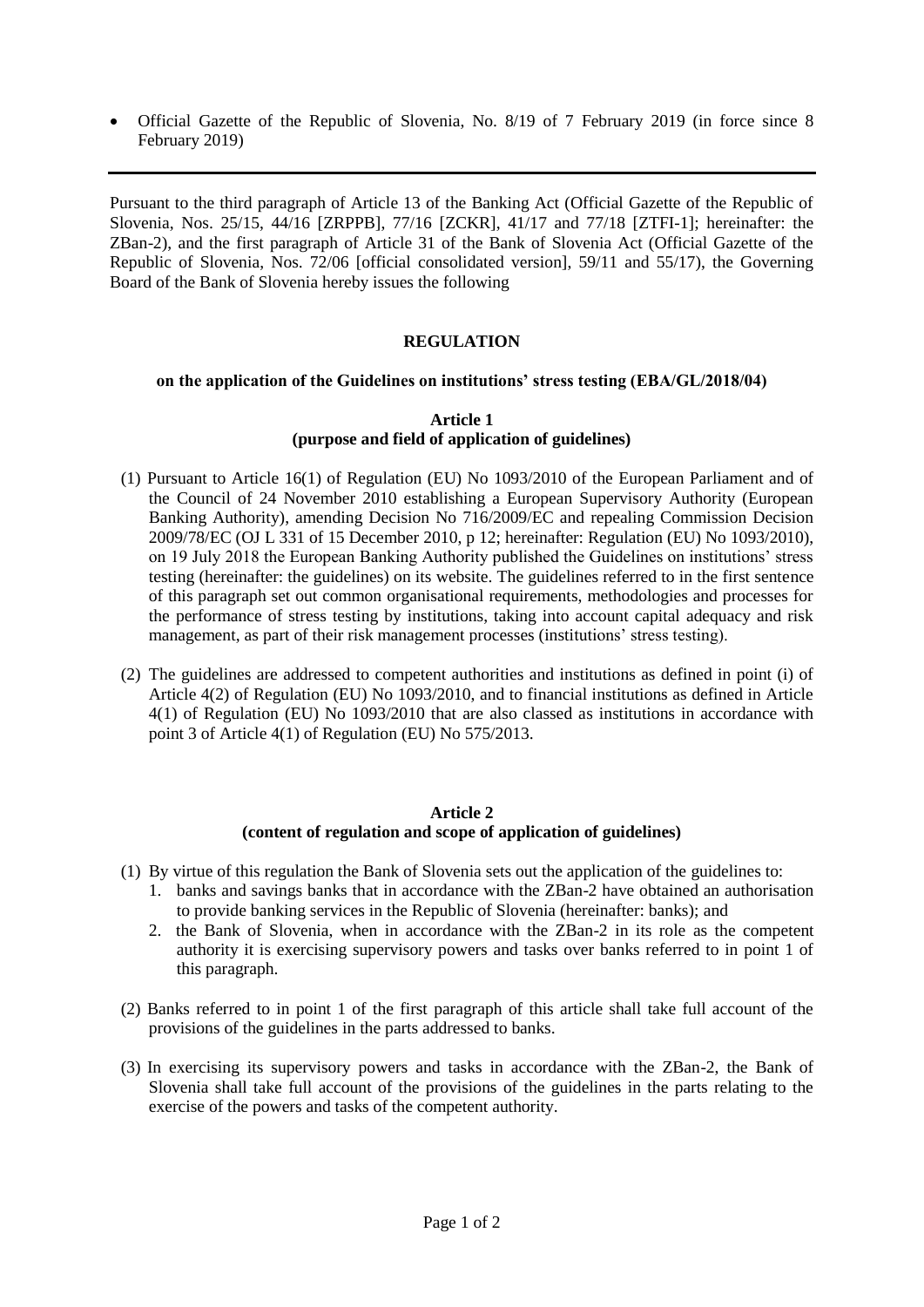- Official Gazette of the Republic of Slovenia, No. 8/19 of 7 February 2019 (in force since 8 February 2019)

---

Pursuant to the third paragraph of Article 13 of the Banking Act (Official Gazette of the Republic of Slovenia, Nos. 25/15, 44/16 [ZRPPB], 77/16 [ZCKR], 41/17 and 77/18 [ZTFI-1]; hereinafter: the ZBan-2), and the first paragraph of Article 31 of the Bank of Slovenia Act (Official Gazette of the Republic of Slovenia, Nos. 72/06 [official consolidated version], 59/11 and 55/17), the Governing Board of the Bank of Slovenia hereby issues the following

# REGULATION

## on the application of the Guidelines on institutions' stress testing (EBA/GL/2018/04)

### Article 1
### (purpose and field of application of guidelines)

(1) Pursuant to Article 16(1) of Regulation (EU) No 1093/2010 of the European Parliament and of the Council of 24 November 2010 establishing a European Supervisory Authority (European Banking Authority), amending Decision No 716/2009/EC and repealing Commission Decision 2009/78/EC (OJ L 331 of 15 December 2010, p 12; hereinafter: Regulation (EU) No 1093/2010), on 19 July 2018 the European Banking Authority published the Guidelines on institutions' stress testing (hereinafter: the guidelines) on its website. The guidelines referred to in the first sentence of this paragraph set out common organisational requirements, methodologies and processes for the performance of stress testing by institutions, taking into account capital adequacy and risk management, as part of their risk management processes (institutions' stress testing).

(2) The guidelines are addressed to competent authorities and institutions as defined in point (i) of Article 4(2) of Regulation (EU) No 1093/2010, and to financial institutions as defined in Article 4(1) of Regulation (EU) No 1093/2010 that are also classed as institutions in accordance with point 3 of Article 4(1) of Regulation (EU) No 575/2013.

### Article 2
### (content of regulation and scope of application of guidelines)

(1) By virtue of this regulation the Bank of Slovenia sets out the application of the guidelines to:
   1. banks and savings banks that in accordance with the ZBan-2 have obtained an authorisation to provide banking services in the Republic of Slovenia (hereinafter: banks); and
   2. the Bank of Slovenia, when in accordance with the ZBan-2 in its role as the competent authority it is exercising supervisory powers and tasks over banks referred to in point 1 of this paragraph.

(2) Banks referred to in point 1 of the first paragraph of this article shall take full account of the provisions of the guidelines in the parts addressed to banks.

(3) In exercising its supervisory powers and tasks in accordance with the ZBan-2, the Bank of Slovenia shall take full account of the provisions of the guidelines in the parts relating to the exercise of the powers and tasks of the competent authority.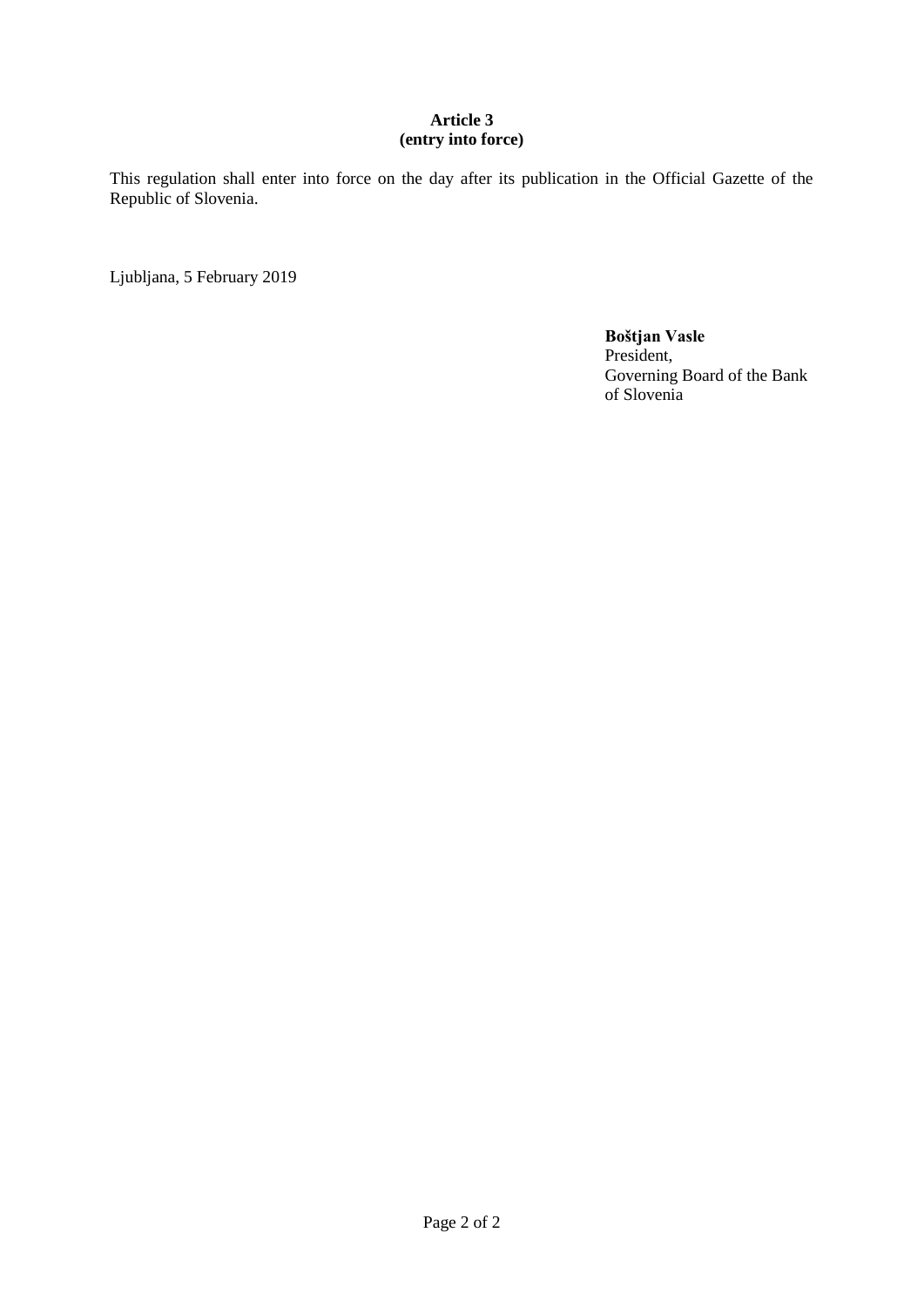**Article 3**
**(entry into force)**

This regulation shall enter into force on the day after its publication in the Official Gazette of the Republic of Slovenia.

Ljubljana, 5 February 2019

**Boštjan Vasle**
President,
Governing Board of the Bank of Slovenia